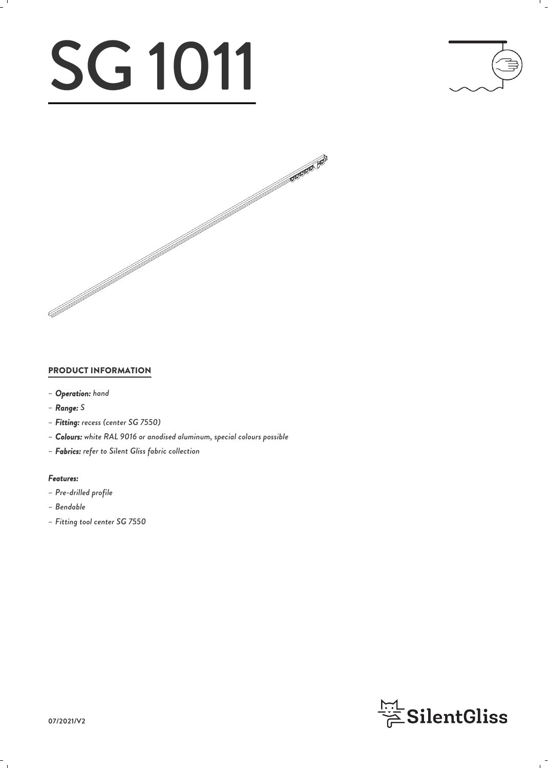# SG 1011

## PRODUCT INFORMATION

- *Operation:* *hand*
- *Range:* *S*
- *Fitting:* *recess (center SG 7550)*
- *Colours:* *white RAL 9016 or anodised aluminum, special colours possible*
- *Fabrics:* *refer to Silent Gliss fabric collection*

### *Features:*

- *Pre-drilled profile*
- *Bendable*
- *Fitting tool center SG 7550*

07/2021/V2

SilentGliss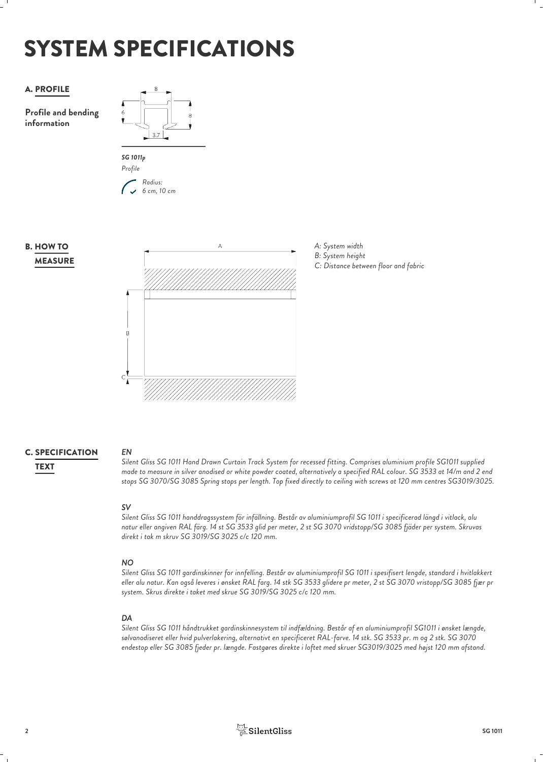# SYSTEM SPECIFICATIONS

## A. PROFILE

**Profile and bending information**

*SG 1011p*
*Profile*

*Radius:*
*6 cm, 10 cm*

## B. HOW TO MEASURE

*A: System width*
*B: System height*
*C: Distance between floor and fabric*

## C. SPECIFICATION TEXT

### EN

*Silent Gliss SG 1011 Hand Drawn Curtain Track System for recessed fitting. Comprises aluminium profile SG1011 supplied made to measure in silver anodised or white powder coated, alternatively a specified RAL colour. SG 3533 at 14/m and 2 end stops SG 3070/SG 3085 Spring stops per length. Top fixed directly to ceiling with screws at 120 mm centres SG3019/3025.*

### SV

*Silent Gliss SG 1011 handdragssystem för infällning. Består av aluminiumprofil SG 1011 i specificerad längd i vitlack, alu natur eller angiven RAL färg. 14 st SG 3533 glid per meter, 2 st SG 3070 vridstopp/SG 3085 fjäder per system. Skruvas direkt i tak m skruv SG 3019/SG 3025 c/c 120 mm.*

### NO

*Silent Gliss SG 1011 gardinskinner for innfelling. Består av aluminiumprofil SG 1011 i spesifisert lengde, standard i hvitlakkert eller alu natur. Kan også leveres i ønsket RAL farg. 14 stk SG 3533 glidere pr meter, 2 st SG 3070 vristopp/SG 3085 fjær pr system. Skrus direkte i taket med skrue SG 3019/SG 3025 c/c 120 mm.*

### DA

*Silent Gliss SG 1011 håndtrukket gardinskinnesystem til indfældning. Består af en aluminiumprofil SG1011 i ønsket længde, sølvanodiseret eller hvid pulverlakering, alternativt en specificeret RAL-farve. 14 stk. SG 3533 pr. m og 2 stk. SG 3070 endestop eller SG 3085 fjeder pr. længde. Fastgøres direkte i loftet med skruer SG3019/3025 med højst 120 mm afstand.*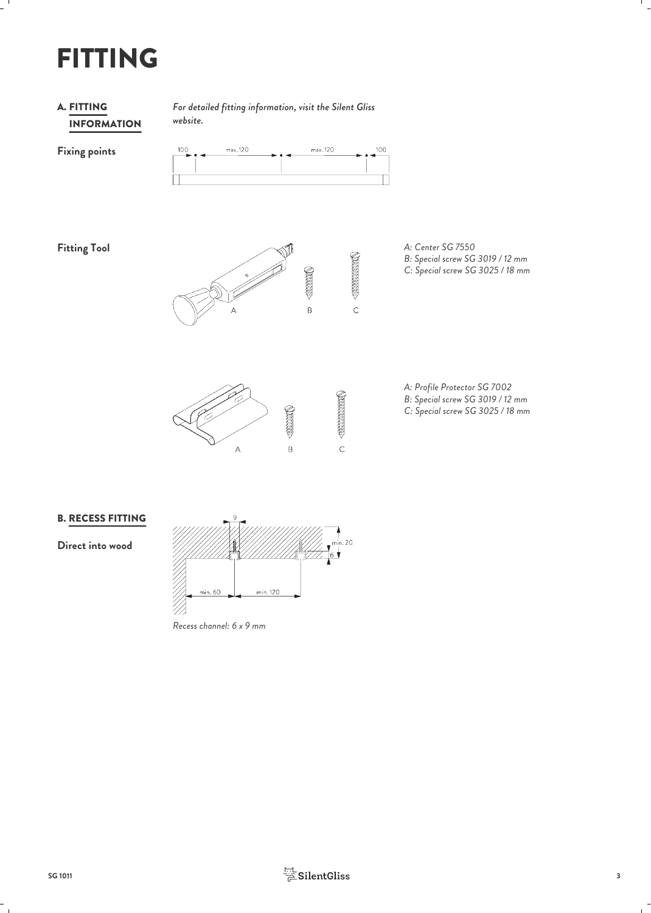# FITTING

## A. FITTING INFORMATION

*For detailed fitting information, visit the Silent Gliss website.*

**Fixing points**

100 — max. 120 — max. 120 — 100

**Fitting Tool**

*A: Center SG 7550*
*B: Special screw SG 3019 / 12 mm*
*C: Special screw SG 3025 / 18 mm*

*A: Profile Protector SG 7002*
*B: Special screw SG 3019 / 12 mm*
*C: Special screw SG 3025 / 18 mm*

## B. RECESS FITTING

**Direct into wood**

9 — min. 20 — 6 — min. 60 — min. 120

*Recess channel: 6 x 9 mm*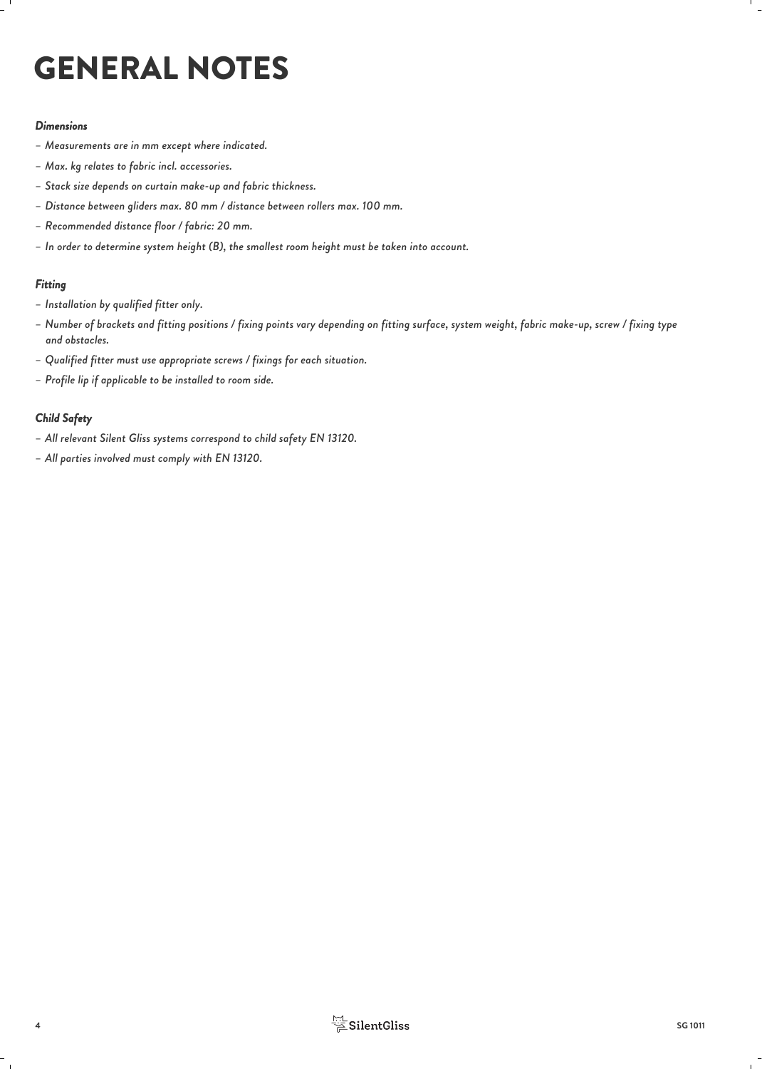# GENERAL NOTES

***Dimensions***

- *Measurements are in mm except where indicated.*
- *Max. kg relates to fabric incl. accessories.*
- *Stack size depends on curtain make-up and fabric thickness.*
- *Distance between gliders max. 80 mm / distance between rollers max. 100 mm.*
- *Recommended distance floor / fabric: 20 mm.*
- *In order to determine system height (B), the smallest room height must be taken into account.*

***Fitting***

- *Installation by qualified fitter only.*
- *Number of brackets and fitting positions / fixing points vary depending on fitting surface, system weight, fabric make-up, screw / fixing type and obstacles.*
- *Qualified fitter must use appropriate screws / fixings for each situation.*
- *Profile lip if applicable to be installed to room side.*

***Child Safety***

- *All relevant Silent Gliss systems correspond to child safety EN 13120.*
- *All parties involved must comply with EN 13120.*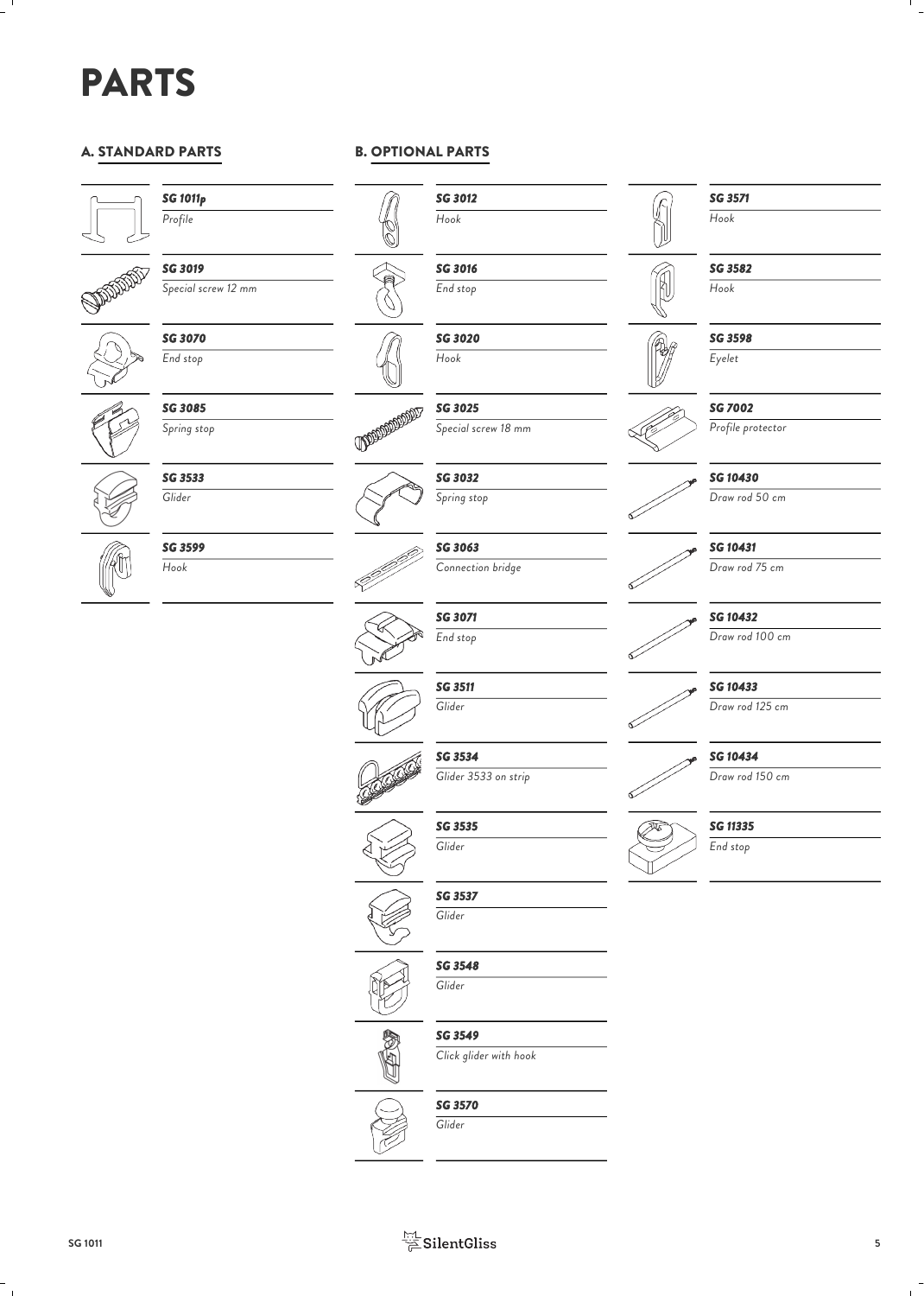# PARTS

## A. STANDARD PARTS

| Part | Description |
| --- | --- |
| *SG 1011p* | *Profile* |
| *SG 3019* | *Special screw 12 mm* |
| *SG 3070* | *End stop* |
| *SG 3085* | *Spring stop* |
| *SG 3533* | *Glider* |
| *SG 3599* | *Hook* |

## B. OPTIONAL PARTS

| Part | Description |
| --- | --- |
| *SG 3012* | *Hook* |
| *SG 3016* | *End stop* |
| *SG 3020* | *Hook* |
| *SG 3025* | *Special screw 18 mm* |
| *SG 3032* | *Spring stop* |
| *SG 3063* | *Connection bridge* |
| *SG 3071* | *End stop* |
| *SG 3511* | *Glider* |
| *SG 3534* | *Glider 3533 on strip* |
| *SG 3535* | *Glider* |
| *SG 3537* | *Glider* |
| *SG 3548* | *Glider* |
| *SG 3549* | *Click glider with hook* |
| *SG 3570* | *Glider* |
| *SG 3571* | *Hook* |
| *SG 3582* | *Hook* |
| *SG 3598* | *Eyelet* |
| *SG 7002* | *Profile protector* |
| *SG 10430* | *Draw rod 50 cm* |
| *SG 10431* | *Draw rod 75 cm* |
| *SG 10432* | *Draw rod 100 cm* |
| *SG 10433* | *Draw rod 125 cm* |
| *SG 10434* | *Draw rod 150 cm* |
| *SG 11335* | *End stop* |